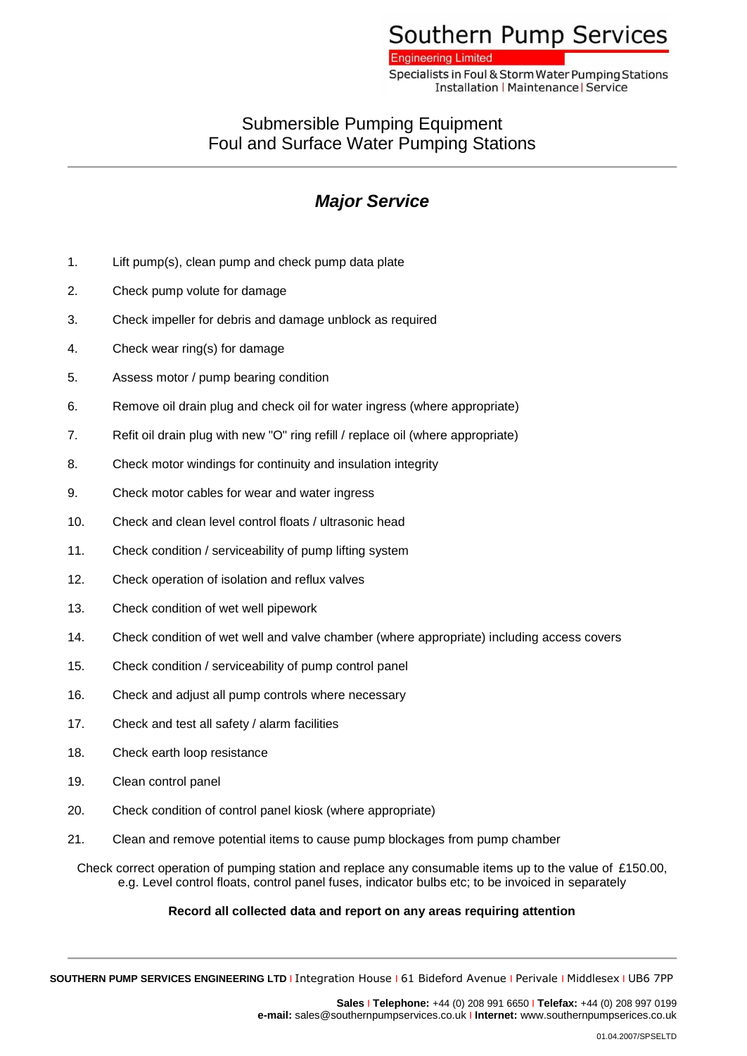# Southern Pump Services

Engineering Limited

Specialists in Foul & Storm Water Pumping Stations
Installation | Maintenance | Service

## Submersible Pumping Equipment
## Foul and Surface Water Pumping Stations

---

## ***Major Service***

1. Lift pump(s), clean pump and check pump data plate
2. Check pump volute for damage
3. Check impeller for debris and damage unblock as required
4. Check wear ring(s) for damage
5. Assess motor / pump bearing condition
6. Remove oil drain plug and check oil for water ingress (where appropriate)
7. Refit oil drain plug with new "O" ring refill / replace oil (where appropriate)
8. Check motor windings for continuity and insulation integrity
9. Check motor cables for wear and water ingress
10. Check and clean level control floats / ultrasonic head
11. Check condition / serviceability of pump lifting system
12. Check operation of isolation and reflux valves
13. Check condition of wet well pipework
14. Check condition of wet well and valve chamber (where appropriate) including access covers
15. Check condition / serviceability of pump control panel
16. Check and adjust all pump controls where necessary
17. Check and test all safety / alarm facilities
18. Check earth loop resistance
19. Clean control panel
20. Check condition of control panel kiosk (where appropriate)
21. Clean and remove potential items to cause pump blockages from pump chamber

Check correct operation of pumping station and replace any consumable items up to the value of £150.00, e.g. Level control floats, control panel fuses, indicator bulbs etc; to be invoiced in separately

**Record all collected data and report on any areas requiring attention**

---

**SOUTHERN PUMP SERVICES ENGINEERING LTD** | Integration House | 61 Bideford Avenue | Perivale | Middlesex | UB6 7PP

**Sales** | **Telephone:** +44 (0) 208 991 6650 | **Telefax:** +44 (0) 208 997 0199
**e-mail:** sales@southernpumpservices.co.uk | **Internet:** www.southernpumpservices.co.uk

01.04.2007/SPSELTD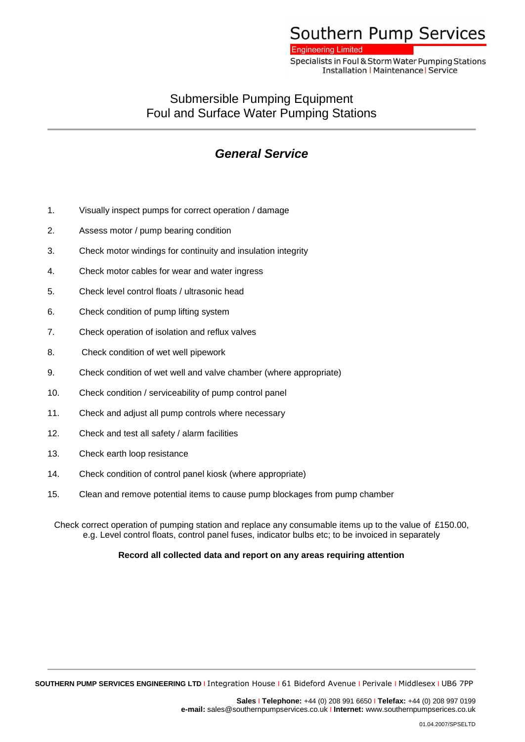Southern Pump Services

Engineering Limited

Specialists in Foul & Storm Water Pumping Stations
Installation | Maintenance | Service

# Submersible Pumping Equipment
# Foul and Surface Water Pumping Stations

## *General Service*

1. Visually inspect pumps for correct operation / damage
2. Assess motor / pump bearing condition
3. Check motor windings for continuity and insulation integrity
4. Check motor cables for wear and water ingress
5. Check level control floats / ultrasonic head
6. Check condition of pump lifting system
7. Check operation of isolation and reflux valves
8. Check condition of wet well pipework
9. Check condition of wet well and valve chamber (where appropriate)
10. Check condition / serviceability of pump control panel
11. Check and adjust all pump controls where necessary
12. Check and test all safety / alarm facilities
13. Check earth loop resistance
14. Check condition of control panel kiosk (where appropriate)
15. Clean and remove potential items to cause pump blockages from pump chamber

Check correct operation of pumping station and replace any consumable items up to the value of £150.00, e.g. Level control floats, control panel fuses, indicator bulbs etc; to be invoiced in separately

**Record all collected data and report on any areas requiring attention**

**SOUTHERN PUMP SERVICES ENGINEERING LTD** | Integration House | 61 Bideford Avenue | Perivale | Middlesex | UB6 7PP

**Sales** | **Telephone:** +44 (0) 208 991 6650 | **Telefax:** +44 (0) 208 997 0199
**e-mail:** sales@southernpumpservices.co.uk | **Internet:** www.southernpumpserices.co.uk

01.04.2007/SPSELTD